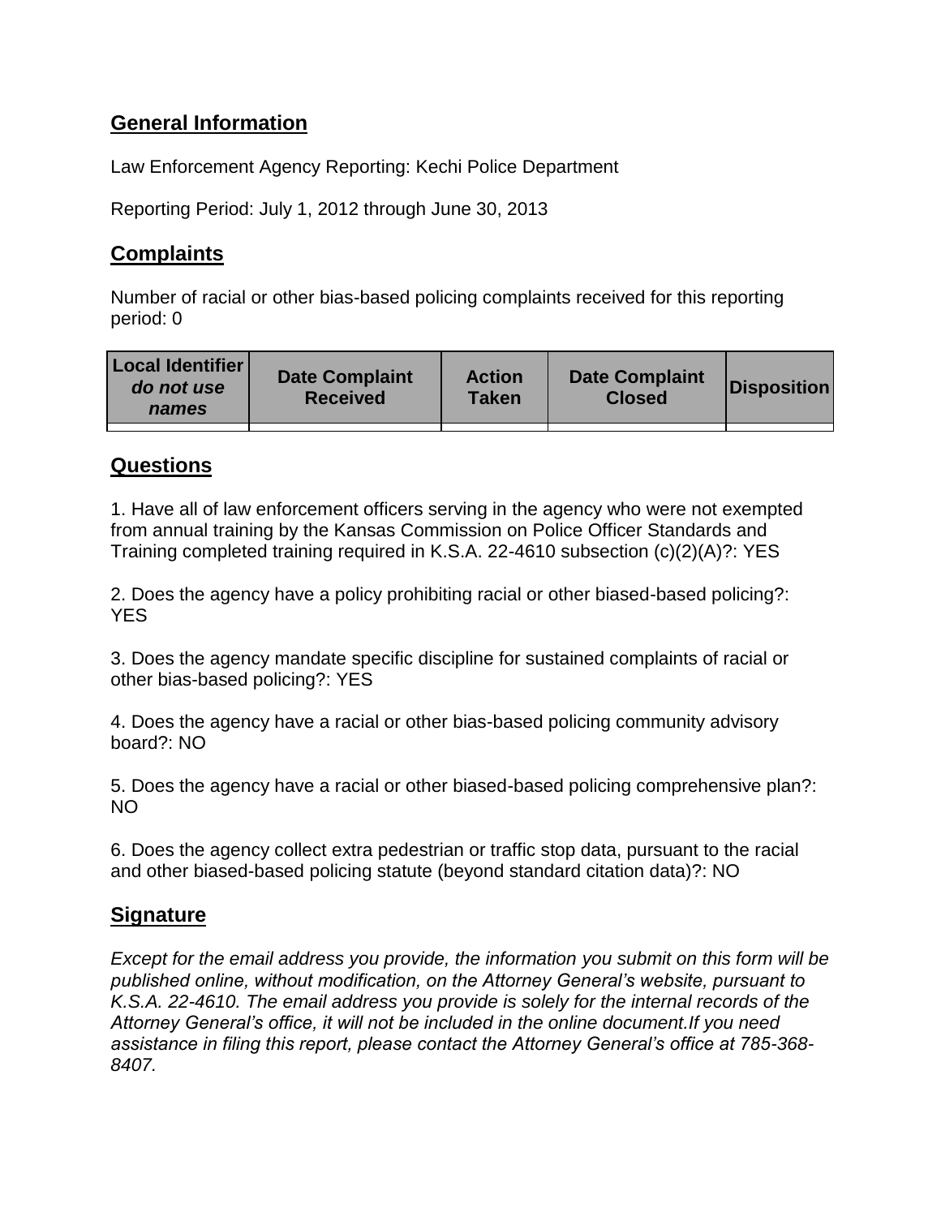## General Information

Law Enforcement Agency Reporting: Kechi Police Department

Reporting Period: July 1, 2012 through June 30, 2013

## Complaints

Number of racial or other bias-based policing complaints received for this reporting period: 0

| Local Identifier *do not use names* | Date Complaint Received | Action Taken | Date Complaint Closed | Disposition |
|---|---|---|---|---|
| | | | | |

## Questions

1. Have all of law enforcement officers serving in the agency who were not exempted from annual training by the Kansas Commission on Police Officer Standards and Training completed training required in K.S.A. 22-4610 subsection (c)(2)(A)?: YES

2. Does the agency have a policy prohibiting racial or other biased-based policing?: YES

3. Does the agency mandate specific discipline for sustained complaints of racial or other bias-based policing?: YES

4. Does the agency have a racial or other bias-based policing community advisory board?: NO

5. Does the agency have a racial or other biased-based policing comprehensive plan?: NO

6. Does the agency collect extra pedestrian or traffic stop data, pursuant to the racial and other biased-based policing statute (beyond standard citation data)?: NO

## Signature

*Except for the email address you provide, the information you submit on this form will be published online, without modification, on the Attorney General's website, pursuant to K.S.A. 22-4610. The email address you provide is solely for the internal records of the Attorney General's office, it will not be included in the online document.If you need assistance in filing this report, please contact the Attorney General's office at 785-368-8407.*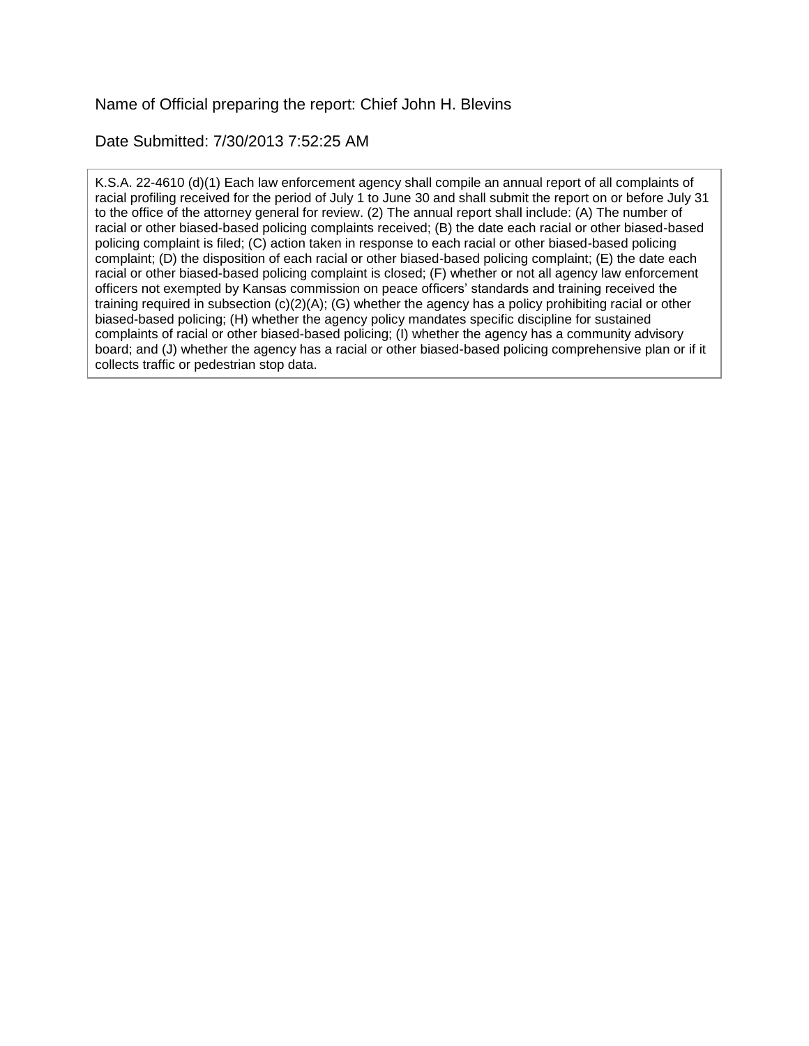Name of Official preparing the report: Chief John H. Blevins

Date Submitted: 7/30/2013 7:52:25 AM

K.S.A. 22-4610 (d)(1) Each law enforcement agency shall compile an annual report of all complaints of racial profiling received for the period of July 1 to June 30 and shall submit the report on or before July 31 to the office of the attorney general for review. (2) The annual report shall include: (A) The number of racial or other biased-based policing complaints received; (B) the date each racial or other biased-based policing complaint is filed; (C) action taken in response to each racial or other biased-based policing complaint; (D) the disposition of each racial or other biased-based policing complaint; (E) the date each racial or other biased-based policing complaint is closed; (F) whether or not all agency law enforcement officers not exempted by Kansas commission on peace officers' standards and training received the training required in subsection (c)(2)(A); (G) whether the agency has a policy prohibiting racial or other biased-based policing; (H) whether the agency policy mandates specific discipline for sustained complaints of racial or other biased-based policing; (I) whether the agency has a community advisory board; and (J) whether the agency has a racial or other biased-based policing comprehensive plan or if it collects traffic or pedestrian stop data.